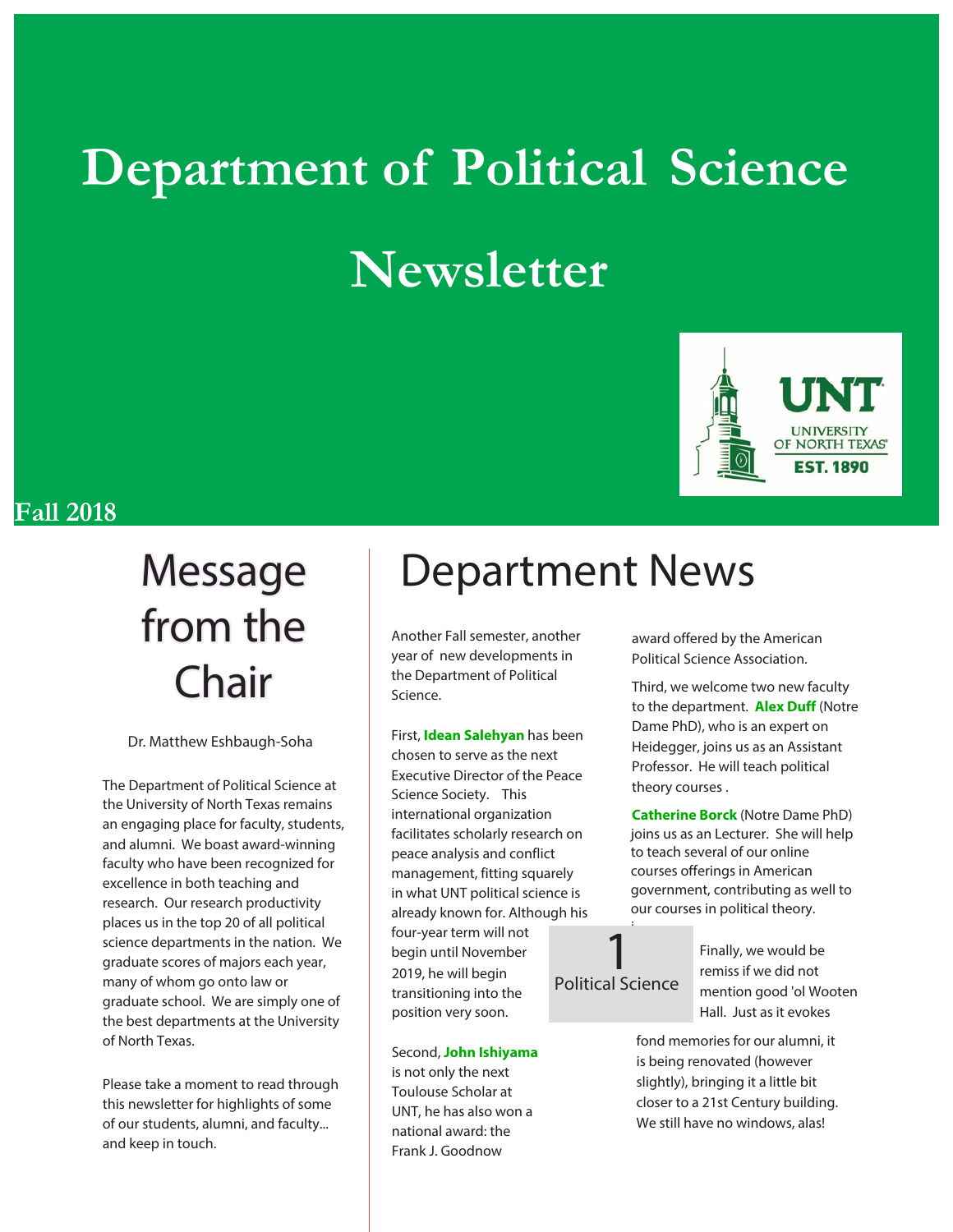# Department of Political Science Newsletter

Fall 2018

## Message from the Chair

Dr. Matthew Eshbaugh-Soha

The Department of Political Science at the University of North Texas remains an engaging place for faculty, students, and alumni. We boast award-winning faculty who have been recognized for excellence in both teaching and research. Our research productivity places us in the top 20 of all political science departments in the nation. We graduate scores of majors each year, many of whom go onto law or graduate school. We are simply one of the best departments at the University of North Texas.

Please take a moment to read through this newsletter for highlights of some of our students, alumni, and faculty... and keep in touch.

## Department News

Another Fall semester, another year of new developments in the Department of Political Science.

First, **Idean Salehyan** has been chosen to serve as the next Executive Director of the Peace Science Society. This international organization facilitates scholarly research on peace analysis and conflict management, fitting squarely in what UNT political science is already known for. Although his four-year term will not begin until November 2019, he will begin transitioning into the position very soon.

Second, **John Ishiyama** is not only the next Toulouse Scholar at UNT, he has also won a national award: the Frank J. Goodnow award offered by the American Political Science Association.

Third, we welcome two new faculty to the department. **Alex Duff** (Notre Dame PhD), who is an expert on Heidegger, joins us as an Assistant Professor. He will teach political theory courses .

**Catherine Borck** (Notre Dame PhD) joins us as an Lecturer. She will help to teach several of our online courses offerings in American government, contributing as well to our courses in political theory.

Finally, we would be remiss if we did not mention good 'ol Wooten Hall. Just as it evokes fond memories for our alumni, it is being renovated (however slightly), bringing it a little bit closer to a 21st Century building. We still have no windows, alas!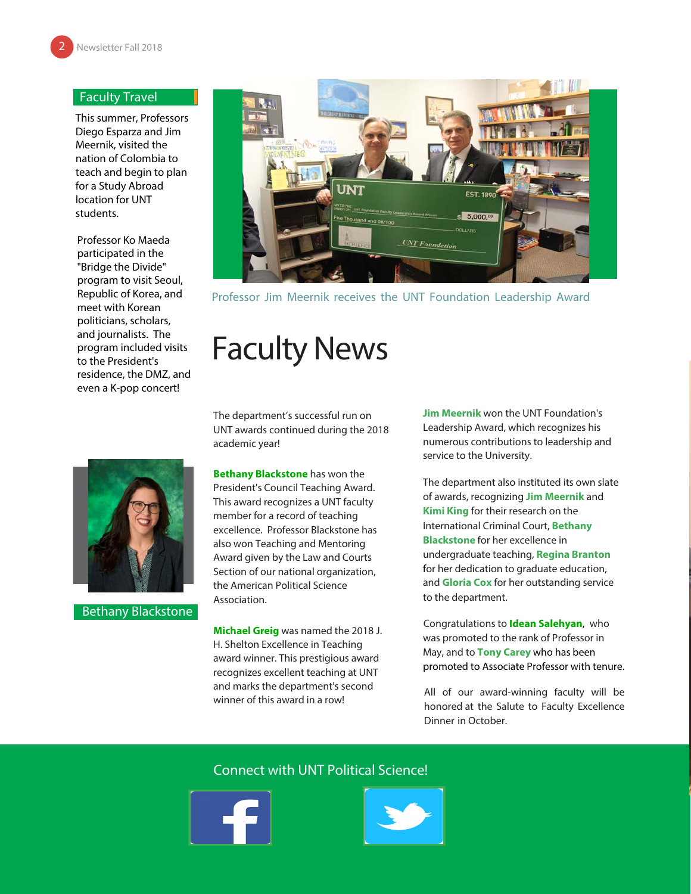## Faculty Travel

This summer, Professors Diego Esparza and Jim Meernik, visited the nation of Colombia to teach and begin to plan for a Study Abroad location for UNT students.

Professor Ko Maeda participated in the "Bridge the Divide" program to visit Seoul, Republic of Korea, and meet with Korean politicians, scholars, and journalists. The program included visits to the President's residence, the DMZ, and even a K-pop concert!

Bethany Blackstone

Professor Jim Meernik receives the UNT Foundation Leadership Award

# Faculty News

The department's successful run on UNT awards continued during the 2018 academic year!

**Bethany Blackstone** has won the President's Council Teaching Award. This award recognizes a UNT faculty member for a record of teaching excellence. Professor Blackstone has also won Teaching and Mentoring Award given by the Law and Courts Section of our national organization, the American Political Science Association.

**Michael Greig** was named the 2018 J. H. Shelton Excellence in Teaching award winner. This prestigious award recognizes excellent teaching at UNT and marks the department's second winner of this award in a row!

**Jim Meernik** won the UNT Foundation's Leadership Award, which recognizes his numerous contributions to leadership and service to the University.

The department also instituted its own slate of awards, recognizing **Jim Meernik** and **Kimi King** for their research on the International Criminal Court, **Bethany Blackstone** for her excellence in undergraduate teaching, **Regina Branton** for her dedication to graduate education, and **Gloria Cox** for her outstanding service to the department.

Congratulations to **Idean Salehyan**, who was promoted to the rank of Professor in May, and to **Tony Carey** who has been promoted to Associate Professor with tenure.

All of our award-winning faculty will be honored at the Salute to Faculty Excellence Dinner in October.

Connect with UNT Political Science!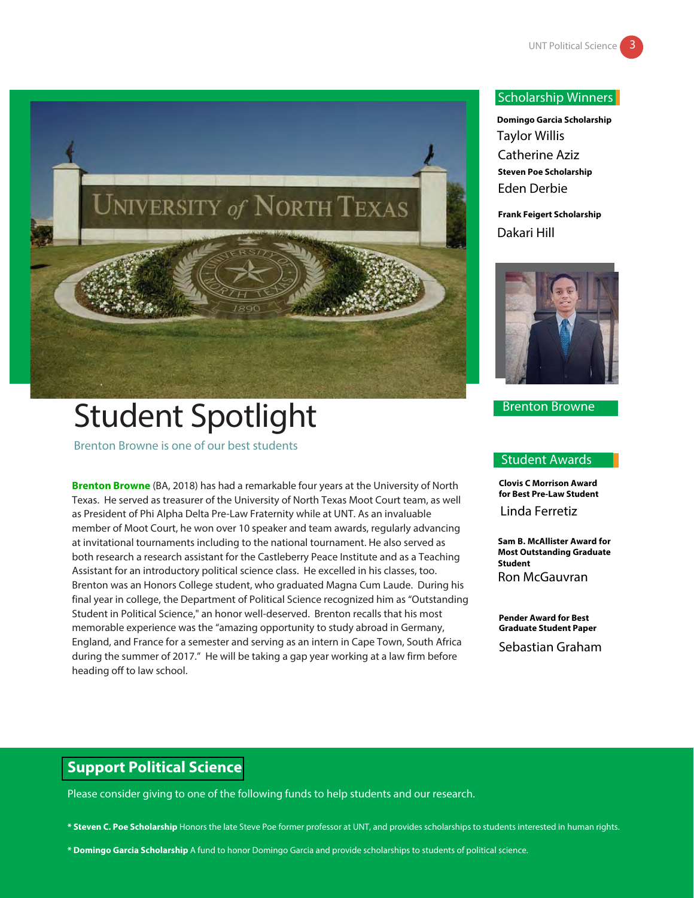# Student Spotlight

Brenton Browne is one of our best students

**Brenton Browne** (BA, 2018) has had a remarkable four years at the University of North Texas. He served as treasurer of the University of North Texas Moot Court team, as well as President of Phi Alpha Delta Pre-Law Fraternity while at UNT. As an invaluable member of Moot Court, he won over 10 speaker and team awards, regularly advancing at invitational tournaments including to the national tournament. He also served as both research a research assistant for the Castleberry Peace Institute and as a Teaching Assistant for an introductory political science class. He excelled in his classes, too. Brenton was an Honors College student, who graduated Magna Cum Laude. During his final year in college, the Department of Political Science recognized him as "Outstanding Student in Political Science," an honor well-deserved. Brenton recalls that his most memorable experience was the "amazing opportunity to study abroad in Germany, England, and France for a semester and serving as an intern in Cape Town, South Africa during the summer of 2017." He will be taking a gap year working at a law firm before heading off to law school.

## Scholarship Winners

**Domingo Garcia Scholarship**

Taylor Willis

Catherine Aziz

**Steven Poe Scholarship**

Eden Derbie

**Frank Feigert Scholarship**

Dakari Hill

Brenton Browne

## Student Awards

**Clovis C Morrison Award for Best Pre-Law Student**

Linda Ferretiz

**Sam B. McAllister Award for Most Outstanding Graduate Student**

Ron McGauvran

**Pender Award for Best Graduate Student Paper**

Sebastian Graham

## Support Political Science

Please consider giving to one of the following funds to help students and our research.

* **Steven C. Poe Scholarship** Honors the late Steve Poe former professor at UNT, and provides scholarships to students interested in human rights.

* **Domingo Garcia Scholarship** A fund to honor Domingo Garcia and provide scholarships to students of political science.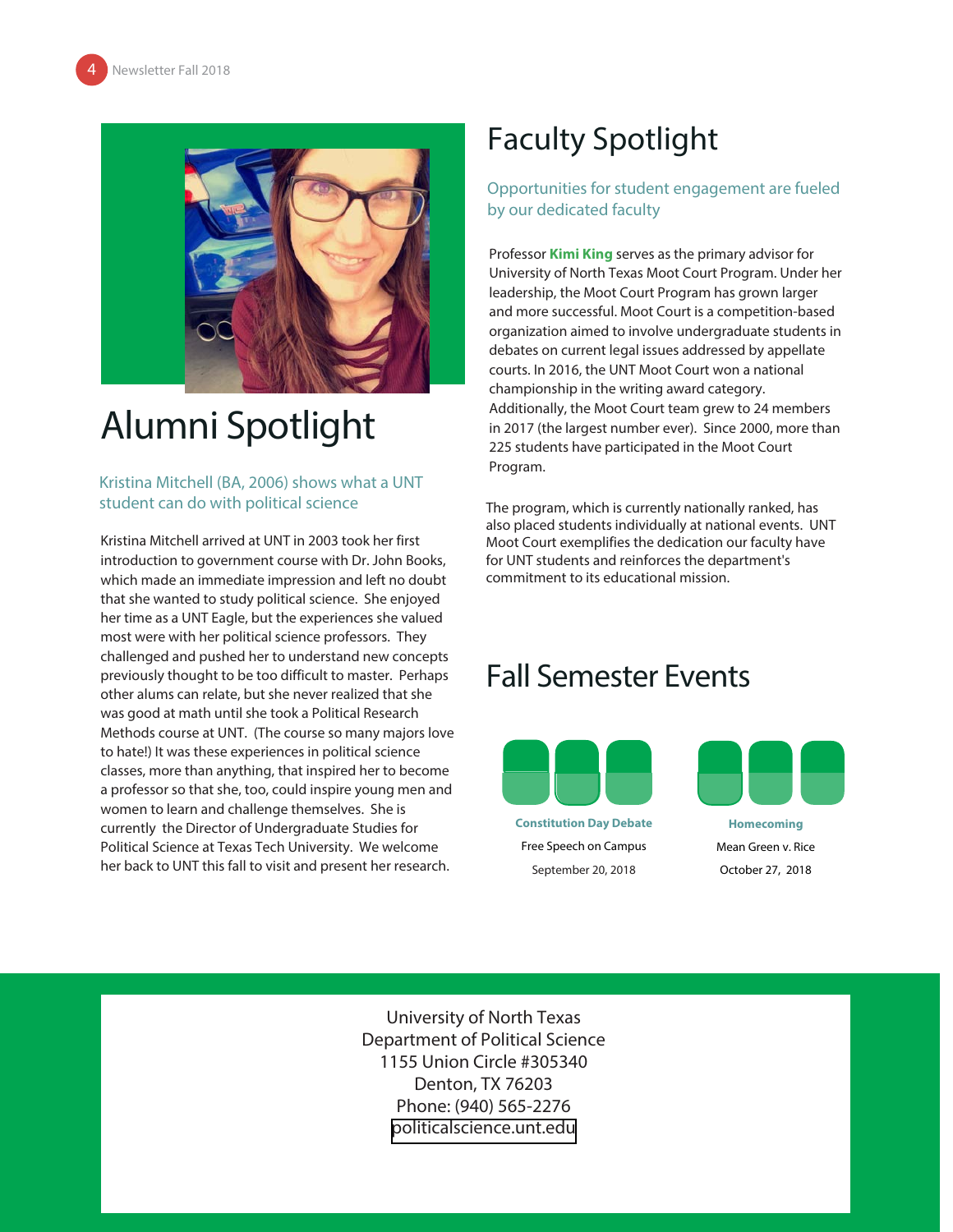# Alumni Spotlight

Kristina Mitchell (BA, 2006) shows what a UNT student can do with political science

Kristina Mitchell arrived at UNT in 2003 took her first introduction to government course with Dr. John Books, which made an immediate impression and left no doubt that she wanted to study political science. She enjoyed her time as a UNT Eagle, but the experiences she valued most were with her political science professors. They challenged and pushed her to understand new concepts previously thought to be too difficult to master. Perhaps other alums can relate, but she never realized that she was good at math until she took a Political Research Methods course at UNT. (The course so many majors love to hate!) It was these experiences in political science classes, more than anything, that inspired her to become a professor so that she, too, could inspire young men and women to learn and challenge themselves. She is currently the Director of Undergraduate Studies for Political Science at Texas Tech University. We welcome her back to UNT this fall to visit and present her research.

# Faculty Spotlight

Opportunities for student engagement are fueled by our dedicated faculty

Professor **Kimi King** serves as the primary advisor for University of North Texas Moot Court Program. Under her leadership, the Moot Court Program has grown larger and more successful. Moot Court is a competition-based organization aimed to involve undergraduate students in debates on current legal issues addressed by appellate courts. In 2016, the UNT Moot Court won a national championship in the writing award category. Additionally, the Moot Court team grew to 24 members in 2017 (the largest number ever). Since 2000, more than 225 students have participated in the Moot Court Program.

The program, which is currently nationally ranked, has also placed students individually at national events. UNT Moot Court exemplifies the dedication our faculty have for UNT students and reinforces the department's commitment to its educational mission.

# Fall Semester Events

**Constitution Day Debate**
Free Speech on Campus
September 20, 2018

**Homecoming**
Mean Green v. Rice
October 27, 2018

University of North Texas
Department of Political Science
1155 Union Circle #305340
Denton, TX 76203
Phone: (940) 565-2276
politicalscience.unt.edu